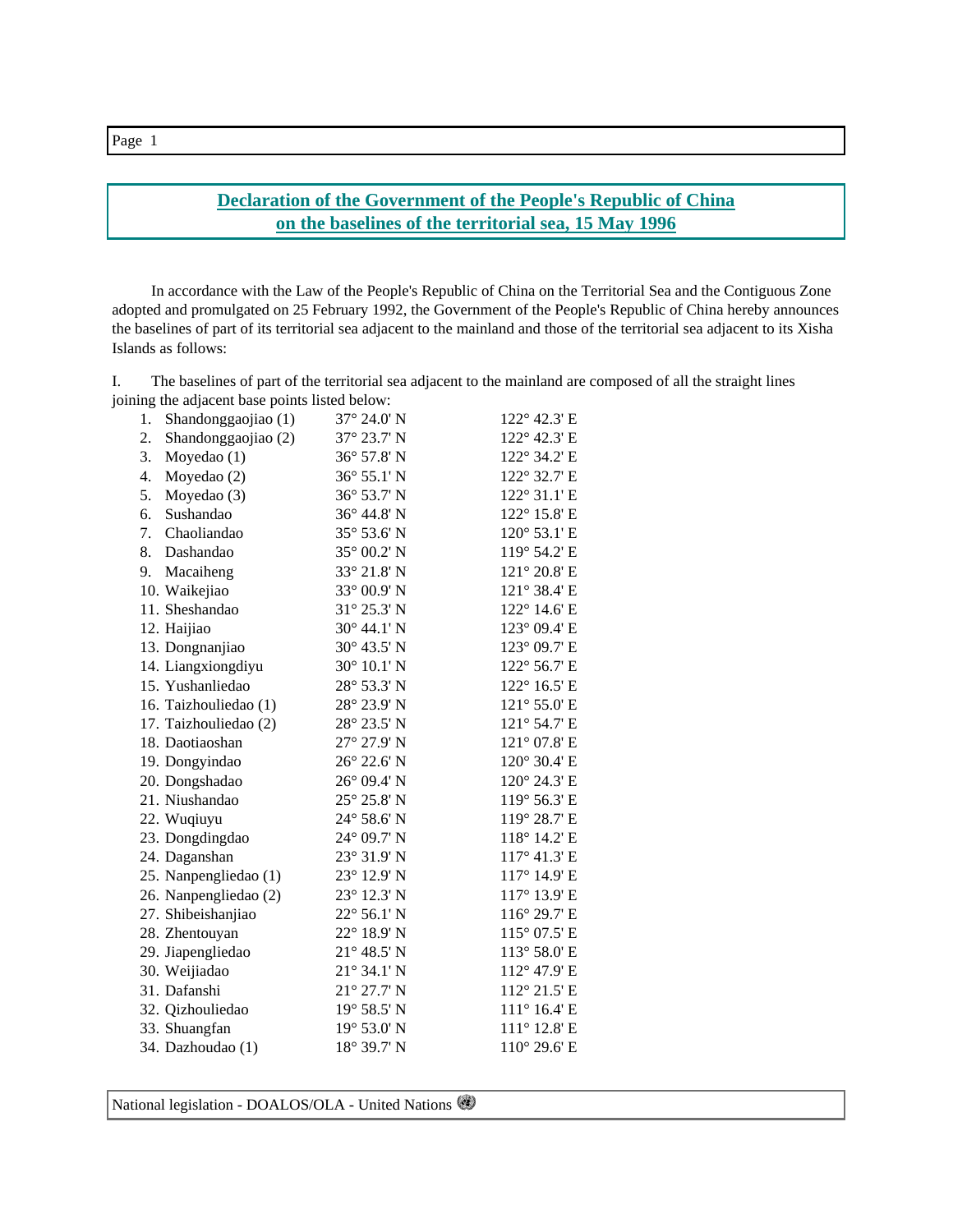# Declaration of the Government of the People's Republic of China on the baselines of the territorial sea, 15 May 1996

In accordance with the Law of the People's Republic of China on the Territorial Sea and the Contiguous Zone adopted and promulgated on 25 February 1992, the Government of the People's Republic of China hereby announces the baselines of part of its territorial sea adjacent to the mainland and those of the territorial sea adjacent to its Xisha Islands as follows:

I. The baselines of part of the territorial sea adjacent to the mainland are composed of all the straight lines joining the adjacent base points listed below:

| | | |
|---|---|---|
| 1. Shandonggaojiao (1) | 37° 24.0' N | 122° 42.3' E |
| 2. Shandonggaojiao (2) | 37° 23.7' N | 122° 42.3' E |
| 3. Moyedao (1) | 36° 57.8' N | 122° 34.2' E |
| 4. Moyedao (2) | 36° 55.1' N | 122° 32.7' E |
| 5. Moyedao (3) | 36° 53.7' N | 122° 31.1' E |
| 6. Sushandao | 36° 44.8' N | 122° 15.8' E |
| 7. Chaoliandao | 35° 53.6' N | 120° 53.1' E |
| 8. Dashandao | 35° 00.2' N | 119° 54.2' E |
| 9. Macaiheng | 33° 21.8' N | 121° 20.8' E |
| 10. Waikejiao | 33° 00.9' N | 121° 38.4' E |
| 11. Sheshandao | 31° 25.3' N | 122° 14.6' E |
| 12. Haijiao | 30° 44.1' N | 123° 09.4' E |
| 13. Dongnanjiao | 30° 43.5' N | 123° 09.7' E |
| 14. Liangxiongdiyu | 30° 10.1' N | 122° 56.7' E |
| 15. Yushanliedao | 28° 53.3' N | 122° 16.5' E |
| 16. Taizhouliedao (1) | 28° 23.9' N | 121° 55.0' E |
| 17. Taizhouliedao (2) | 28° 23.5' N | 121° 54.7' E |
| 18. Daotiaoshan | 27° 27.9' N | 121° 07.8' E |
| 19. Dongyindao | 26° 22.6' N | 120° 30.4' E |
| 20. Dongshadao | 26° 09.4' N | 120° 24.3' E |
| 21. Niushandao | 25° 25.8' N | 119° 56.3' E |
| 22. Wuqiuyu | 24° 58.6' N | 119° 28.7' E |
| 23. Dongdingdao | 24° 09.7' N | 118° 14.2' E |
| 24. Daganshan | 23° 31.9' N | 117° 41.3' E |
| 25. Nanpengliedao (1) | 23° 12.9' N | 117° 14.9' E |
| 26. Nanpengliedao (2) | 23° 12.3' N | 117° 13.9' E |
| 27. Shibeishanjiao | 22° 56.1' N | 116° 29.7' E |
| 28. Zhentouyan | 22° 18.9' N | 115° 07.5' E |
| 29. Jiapengliedao | 21° 48.5' N | 113° 58.0' E |
| 30. Weijiadao | 21° 34.1' N | 112° 47.9' E |
| 31. Dafanshi | 21° 27.7' N | 112° 21.5' E |
| 32. Qizhouliedao | 19° 58.5' N | 111° 16.4' E |
| 33. Shuangfan | 19° 53.0' N | 111° 12.8' E |
| 34. Dazhoudao (1) | 18° 39.7' N | 110° 29.6' E |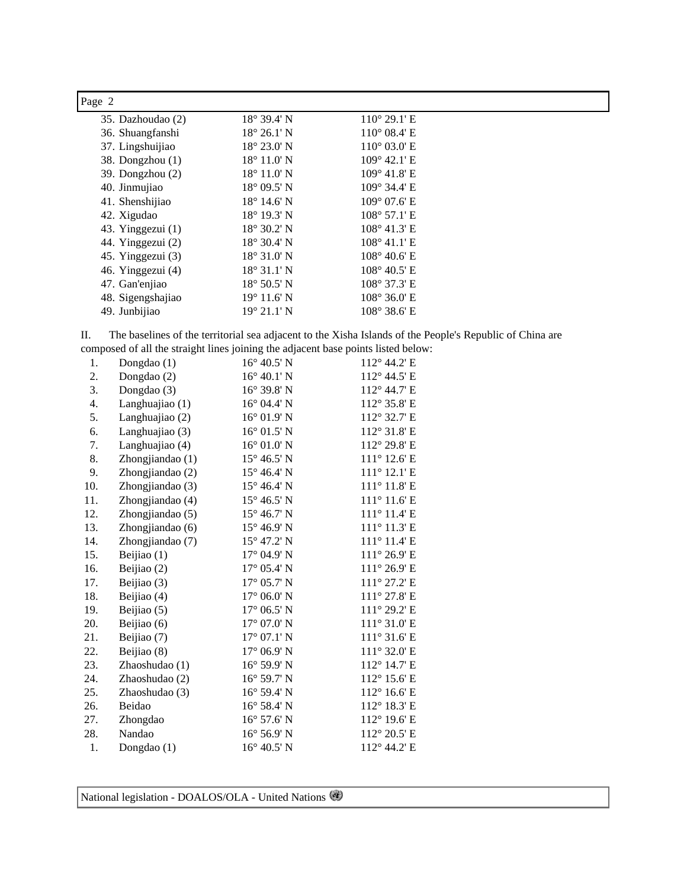| | | |
|---|---|---|
| 35. Dazhoudao (2) | 18° 39.4' N | 110° 29.1' E |
| 36. Shuangfanshi | 18° 26.1' N | 110° 08.4' E |
| 37. Lingshuijiao | 18° 23.0' N | 110° 03.0' E |
| 38. Dongzhou (1) | 18° 11.0' N | 109° 42.1' E |
| 39. Dongzhou (2) | 18° 11.0' N | 109° 41.8' E |
| 40. Jinmujiao | 18° 09.5' N | 109° 34.4' E |
| 41. Shenshijiao | 18° 14.6' N | 109° 07.6' E |
| 42. Xigudao | 18° 19.3' N | 108° 57.1' E |
| 43. Yinggezui (1) | 18° 30.2' N | 108° 41.3' E |
| 44. Yinggezui (2) | 18° 30.4' N | 108° 41.1' E |
| 45. Yinggezui (3) | 18° 31.0' N | 108° 40.6' E |
| 46. Yinggezui (4) | 18° 31.1' N | 108° 40.5' E |
| 47. Gan'enjiao | 18° 50.5' N | 108° 37.3' E |
| 48. Sigengshajiao | 19° 11.6' N | 108° 36.0' E |
| 49. Junbijiao | 19° 21.1' N | 108° 38.6' E |

II. The baselines of the territorial sea adjacent to the Xisha Islands of the People's Republic of China are composed of all the straight lines joining the adjacent base points listed below:

| | | | |
|---|---|---|---|
| 1. | Dongdao (1) | 16° 40.5' N | 112° 44.2' E |
| 2. | Dongdao (2) | 16° 40.1' N | 112° 44.5' E |
| 3. | Dongdao (3) | 16° 39.8' N | 112° 44.7' E |
| 4. | Langhuajiao (1) | 16° 04.4' N | 112° 35.8' E |
| 5. | Langhuajiao (2) | 16° 01.9' N | 112° 32.7' E |
| 6. | Langhuajiao (3) | 16° 01.5' N | 112° 31.8' E |
| 7. | Langhuajiao (4) | 16° 01.0' N | 112° 29.8' E |
| 8. | Zhongjiandao (1) | 15° 46.5' N | 111° 12.6' E |
| 9. | Zhongjiandao (2) | 15° 46.4' N | 111° 12.1' E |
| 10. | Zhongjiandao (3) | 15° 46.4' N | 111° 11.8' E |
| 11. | Zhongjiandao (4) | 15° 46.5' N | 111° 11.6' E |
| 12. | Zhongjiandao (5) | 15° 46.7' N | 111° 11.4' E |
| 13. | Zhongjiandao (6) | 15° 46.9' N | 111° 11.3' E |
| 14. | Zhongjiandao (7) | 15° 47.2' N | 111° 11.4' E |
| 15. | Beijiao (1) | 17° 04.9' N | 111° 26.9' E |
| 16. | Beijiao (2) | 17° 05.4' N | 111° 26.9' E |
| 17. | Beijiao (3) | 17° 05.7' N | 111° 27.2' E |
| 18. | Beijiao (4) | 17° 06.0' N | 111° 27.8' E |
| 19. | Beijiao (5) | 17° 06.5' N | 111° 29.2' E |
| 20. | Beijiao (6) | 17° 07.0' N | 111° 31.0' E |
| 21. | Beijiao (7) | 17° 07.1' N | 111° 31.6' E |
| 22. | Beijiao (8) | 17° 06.9' N | 111° 32.0' E |
| 23. | Zhaoshudao (1) | 16° 59.9' N | 112° 14.7' E |
| 24. | Zhaoshudao (2) | 16° 59.7' N | 112° 15.6' E |
| 25. | Zhaoshudao (3) | 16° 59.4' N | 112° 16.6' E |
| 26. | Beidao | 16° 58.4' N | 112° 18.3' E |
| 27. | Zhongdao | 16° 57.6' N | 112° 19.6' E |
| 28. | Nandao | 16° 56.9' N | 112° 20.5' E |
| 1. | Dongdao (1) | 16° 40.5' N | 112° 44.2' E |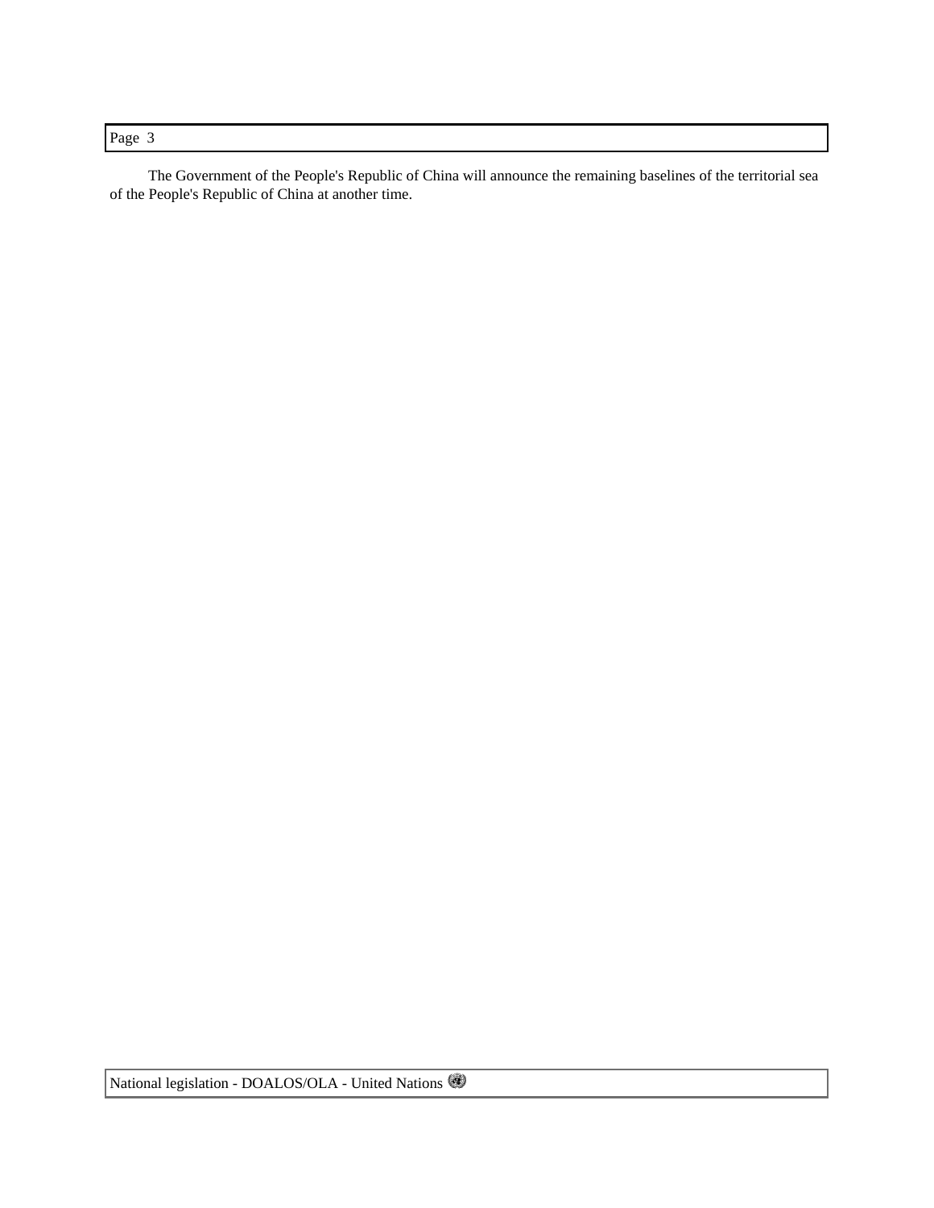The Government of the People's Republic of China will announce the remaining baselines of the territorial sea of the People's Republic of China at another time.